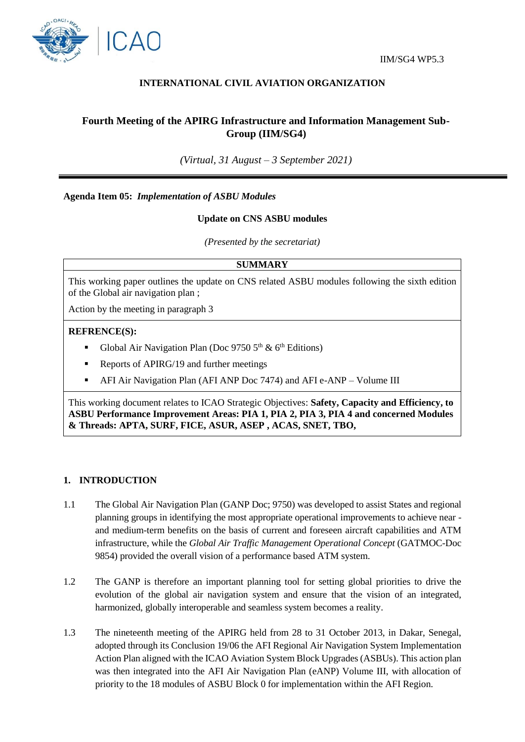IIM/SG4 WP5.3

**INTERNATIONAL CIVIL AVIATION ORGANIZATION**

# Fourth Meeting of the APIRG Infrastructure and Information Management Sub-Group (IIM/SG4)

*(Virtual, 31 August – 3 September 2021)*

---

**Agenda Item 05:** ***Implementation of ASBU Modules***

**Update on CNS ASBU modules**

*(Presented by the secretariat)*

| **SUMMARY** |
|---|
| This working paper outlines the update on CNS related ASBU modules following the sixth edition of the Global air navigation plan ;<br><br>Action by the meeting in paragraph 3 |
| **REFRENCE(S):**<br>▪ Global Air Navigation Plan (Doc 9750 5th & 6th Editions)<br>▪ Reports of APIRG/19 and further meetings<br>▪ AFI Air Navigation Plan (AFI ANP Doc 7474) and AFI e-ANP – Volume III |
| This working document relates to ICAO Strategic Objectives: **Safety, Capacity and Efficiency, to ASBU Performance Improvement Areas: PIA 1, PIA 2, PIA 3, PIA 4 and concerned Modules & Threads: APTA, SURF, FICE, ASUR, ASEP , ACAS, SNET, TBO,** |

## 1. INTRODUCTION

1.1 The Global Air Navigation Plan (GANP Doc; 9750) was developed to assist States and regional planning groups in identifying the most appropriate operational improvements to achieve near - and medium-term benefits on the basis of current and foreseen aircraft capabilities and ATM infrastructure, while the *Global Air Traffic Management Operational Concept* (GATMOC-Doc 9854) provided the overall vision of a performance based ATM system.

1.2 The GANP is therefore an important planning tool for setting global priorities to drive the evolution of the global air navigation system and ensure that the vision of an integrated, harmonized, globally interoperable and seamless system becomes a reality.

1.3 The nineteenth meeting of the APIRG held from 28 to 31 October 2013, in Dakar, Senegal, adopted through its Conclusion 19/06 the AFI Regional Air Navigation System Implementation Action Plan aligned with the ICAO Aviation System Block Upgrades (ASBUs). This action plan was then integrated into the AFI Air Navigation Plan (eANP) Volume III, with allocation of priority to the 18 modules of ASBU Block 0 for implementation within the AFI Region.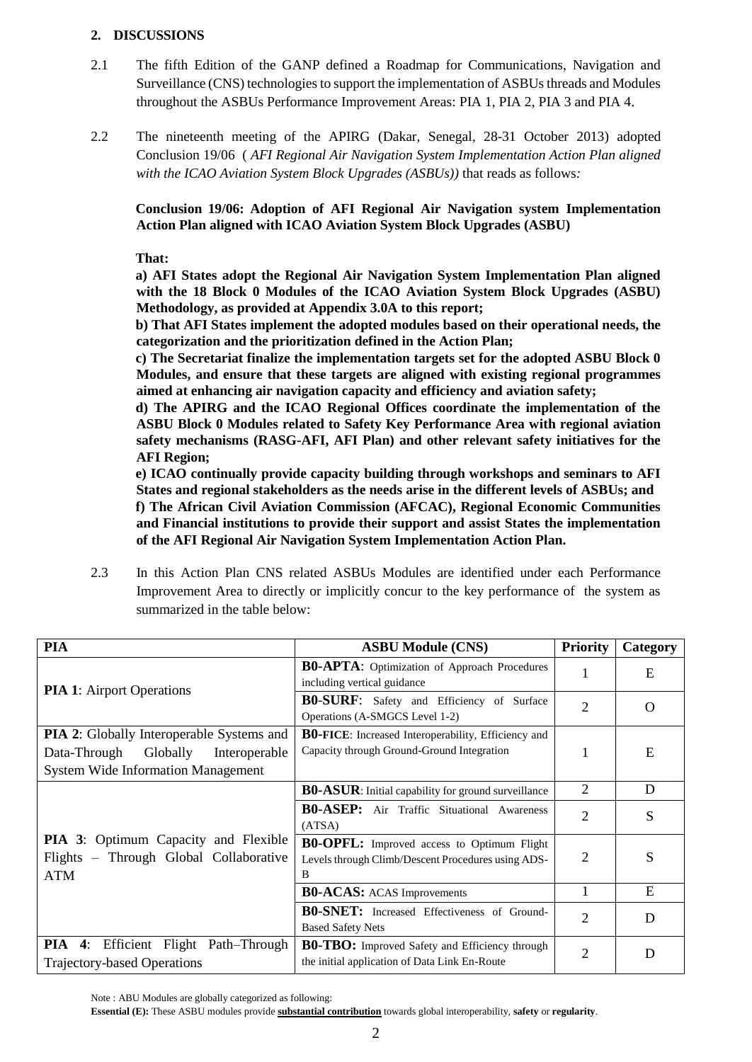## 2. DISCUSSIONS

2.1 The fifth Edition of the GANP defined a Roadmap for Communications, Navigation and Surveillance (CNS) technologies to support the implementation of ASBUs threads and Modules throughout the ASBUs Performance Improvement Areas: PIA 1, PIA 2, PIA 3 and PIA 4.

2.2 The nineteenth meeting of the APIRG (Dakar, Senegal, 28-31 October 2013) adopted Conclusion 19/06 ( *AFI Regional Air Navigation System Implementation Action Plan aligned with the ICAO Aviation System Block Upgrades (ASBUs))* that reads as follows*:*

**Conclusion 19/06: Adoption of AFI Regional Air Navigation system Implementation Action Plan aligned with ICAO Aviation System Block Upgrades (ASBU)**

**That:**

**a) AFI States adopt the Regional Air Navigation System Implementation Plan aligned with the 18 Block 0 Modules of the ICAO Aviation System Block Upgrades (ASBU) Methodology, as provided at Appendix 3.0A to this report;**

**b) That AFI States implement the adopted modules based on their operational needs, the categorization and the prioritization defined in the Action Plan;**

**c) The Secretariat finalize the implementation targets set for the adopted ASBU Block 0 Modules, and ensure that these targets are aligned with existing regional programmes aimed at enhancing air navigation capacity and efficiency and aviation safety;**

**d) The APIRG and the ICAO Regional Offices coordinate the implementation of the ASBU Block 0 Modules related to Safety Key Performance Area with regional aviation safety mechanisms (RASG-AFI, AFI Plan) and other relevant safety initiatives for the AFI Region;**

**e) ICAO continually provide capacity building through workshops and seminars to AFI States and regional stakeholders as the needs arise in the different levels of ASBUs; and**

**f) The African Civil Aviation Commission (AFCAC), Regional Economic Communities and Financial institutions to provide their support and assist States the implementation of the AFI Regional Air Navigation System Implementation Action Plan.**

2.3 In this Action Plan CNS related ASBUs Modules are identified under each Performance Improvement Area to directly or implicitly concur to the key performance of the system as summarized in the table below:

| PIA | ASBU Module (CNS) | Priority | Category |
|---|---|---|---|
| **PIA 1**: Airport Operations | **B0-APTA**: Optimization of Approach Procedures including vertical guidance | 1 | E |
| | **B0-SURF**: Safety and Efficiency of Surface Operations (A-SMGCS Level 1-2) | 2 | O |
| **PIA 2**: Globally Interoperable Systems and Data-Through Globally Interoperable System Wide Information Management | **B0-FICE**: Increased Interoperability, Efficiency and Capacity through Ground-Ground Integration | 1 | E |
| **PIA 3**: Optimum Capacity and Flexible Flights – Through Global Collaborative ATM | **B0-ASUR**: Initial capability for ground surveillance | 2 | D |
| | **B0-ASEP:** Air Traffic Situational Awareness (ATSA) | 2 | S |
| | **B0-OPFL:** Improved access to Optimum Flight Levels through Climb/Descent Procedures using ADS-B | 2 | S |
| | **B0-ACAS:** ACAS Improvements | 1 | E |
| | **B0-SNET:** Increased Effectiveness of Ground-Based Safety Nets | 2 | D |
| **PIA 4**: Efficient Flight Path–Through Trajectory-based Operations | **B0-TBO:** Improved Safety and Efficiency through the initial application of Data Link En-Route | 2 | D |

Note : ABU Modules are globally categorized as following:

**Essential (E):** These ASBU modules provide **substantial contribution** towards global interoperability, **safety** or **regularity**.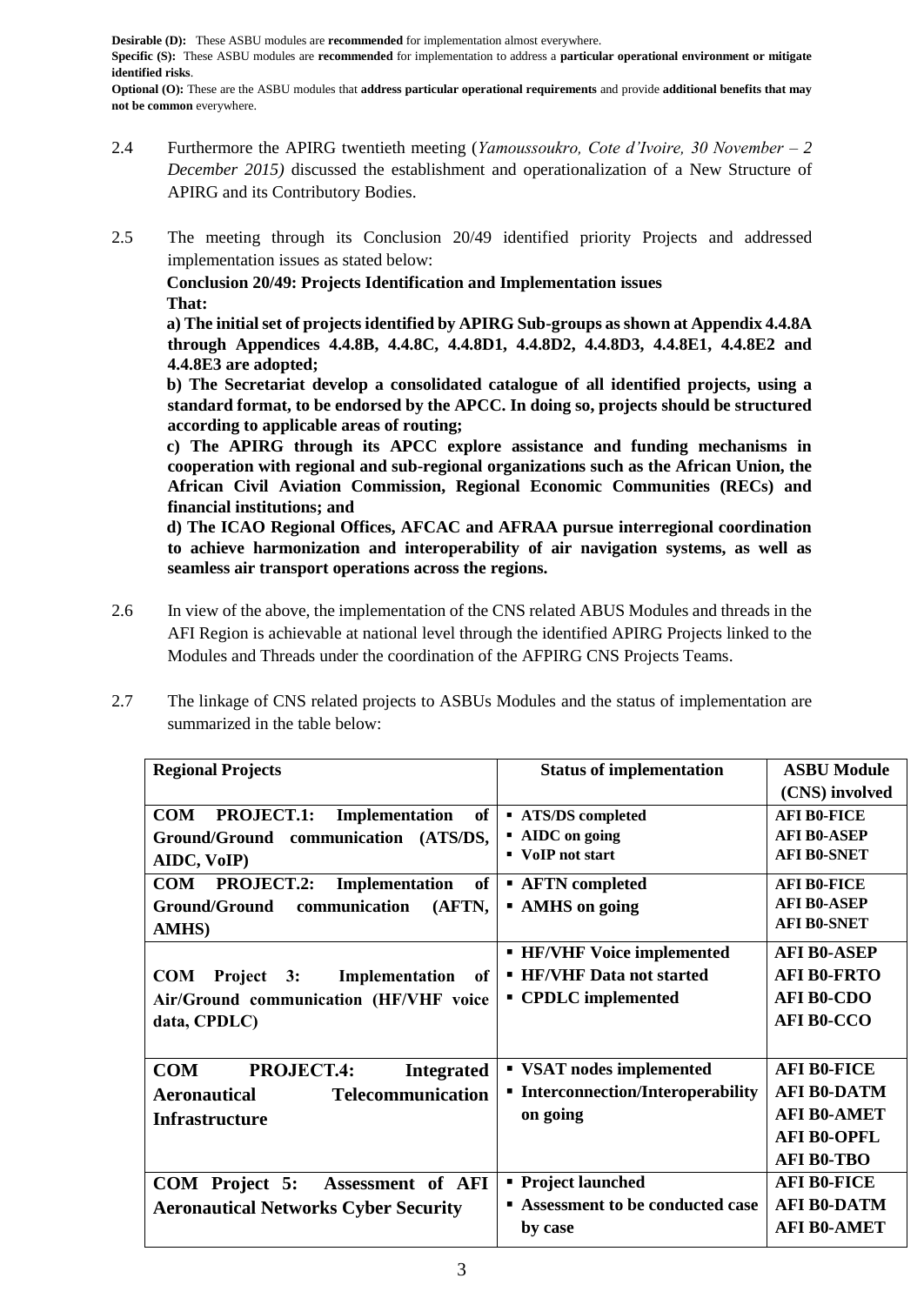**Desirable (D):** These ASBU modules are **recommended** for implementation almost everywhere.

**Specific (S):** These ASBU modules are **recommended** for implementation to address a **particular operational environment or mitigate identified risks**.

**Optional (O):** These are the ASBU modules that **address particular operational requirements** and provide **additional benefits that may not be common** everywhere.

2.4 Furthermore the APIRG twentieth meeting (*Yamoussoukro, Cote d'Ivoire, 30 November – 2 December 2015)* discussed the establishment and operationalization of a New Structure of APIRG and its Contributory Bodies.

2.5 The meeting through its Conclusion 20/49 identified priority Projects and addressed implementation issues as stated below:

**Conclusion 20/49: Projects Identification and Implementation issues**

**That:**

**a) The initial set of projects identified by APIRG Sub-groups as shown at Appendix 4.4.8A through Appendices 4.4.8B, 4.4.8C, 4.4.8D1, 4.4.8D2, 4.4.8D3, 4.4.8E1, 4.4.8E2 and 4.4.8E3 are adopted;**

**b) The Secretariat develop a consolidated catalogue of all identified projects, using a standard format, to be endorsed by the APCC. In doing so, projects should be structured according to applicable areas of routing;**

**c) The APIRG through its APCC explore assistance and funding mechanisms in cooperation with regional and sub-regional organizations such as the African Union, the African Civil Aviation Commission, Regional Economic Communities (RECs) and financial institutions; and**

**d) The ICAO Regional Offices, AFCAC and AFRAA pursue interregional coordination to achieve harmonization and interoperability of air navigation systems, as well as seamless air transport operations across the regions.**

2.6 In view of the above, the implementation of the CNS related ABUS Modules and threads in the AFI Region is achievable at national level through the identified APIRG Projects linked to the Modules and Threads under the coordination of the AFPIRG CNS Projects Teams.

2.7 The linkage of CNS related projects to ASBUs Modules and the status of implementation are summarized in the table below:

| **Regional Projects** | **Status of implementation** | **ASBU Module (CNS) involved** |
|---|---|---|
| **COM PROJECT.1: Implementation of Ground/Ground communication (ATS/DS, AIDC, VoIP)** | ▪ **ATS/DS completed**<br>▪ **AIDC on going**<br>▪ **VoIP not start** | **AFI B0-FICE**<br>**AFI B0-ASEP**<br>**AFI B0-SNET** |
| **COM PROJECT.2: Implementation of Ground/Ground communication (AFTN, AMHS)** | ▪ **AFTN completed**<br>▪ **AMHS on going** | **AFI B0-FICE**<br>**AFI B0-ASEP**<br>**AFI B0-SNET** |
| **COM Project 3: Implementation of Air/Ground communication (HF/VHF voice data, CPDLC)** | ▪ **HF/VHF Voice implemented**<br>▪ **HF/VHF Data not started**<br>▪ **CPDLC implemented** | **AFI B0-ASEP**<br>**AFI B0-FRTO**<br>**AFI B0-CDO**<br>**AFI B0-CCO** |
| **COM PROJECT.4: Integrated Aeronautical Telecommunication Infrastructure** | ▪ **VSAT nodes implemented**<br>▪ **Interconnection/Interoperability on going** | **AFI B0-FICE**<br>**AFI B0-DATM**<br>**AFI B0-AMET**<br>**AFI B0-OPFL**<br>**AFI B0-TBO** |
| **COM Project 5: Assessment of AFI Aeronautical Networks Cyber Security** | ▪ **Project launched**<br>▪ **Assessment to be conducted case by case** | **AFI B0-FICE**<br>**AFI B0-DATM**<br>**AFI B0-AMET** |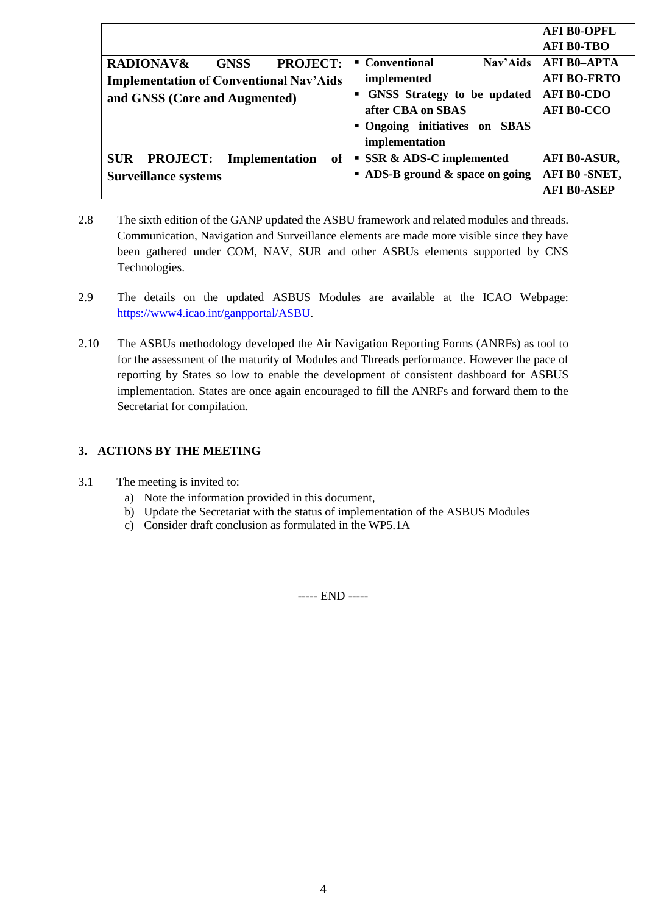| | | |
|---|---|---|
| | | **AFI B0-OPFL** **AFI B0-TBO** |
| **RADIONAV& GNSS PROJECT: Implementation of Conventional Nav'Aids and GNSS (Core and Augmented)** | ▪ **Conventional Nav'Aids implemented** ▪ **GNSS Strategy to be updated after CBA on SBAS** ▪ **Ongoing initiatives on SBAS implementation** | **AFI B0–APTA** **AFI BO-FRTO** **AFI B0-CDO** **AFI B0-CCO** |
| **SUR PROJECT: Implementation of Surveillance systems** | ▪ **SSR & ADS-C implemented** ▪ **ADS-B ground & space on going** | **AFI B0-ASUR,** **AFI B0 -SNET,** **AFI B0-ASEP** |

2.8 The sixth edition of the GANP updated the ASBU framework and related modules and threads. Communication, Navigation and Surveillance elements are made more visible since they have been gathered under COM, NAV, SUR and other ASBUs elements supported by CNS Technologies.

2.9 The details on the updated ASBUS Modules are available at the ICAO Webpage: https://www4.icao.int/ganpportal/ASBU.

2.10 The ASBUs methodology developed the Air Navigation Reporting Forms (ANRFs) as tool to for the assessment of the maturity of Modules and Threads performance. However the pace of reporting by States so low to enable the development of consistent dashboard for ASBUS implementation. States are once again encouraged to fill the ANRFs and forward them to the Secretariat for compilation.

## 3. ACTIONS BY THE MEETING

3.1 The meeting is invited to:

a) Note the information provided in this document,
b) Update the Secretariat with the status of implementation of the ASBUS Modules
c) Consider draft conclusion as formulated in the WP5.1A

----- END -----